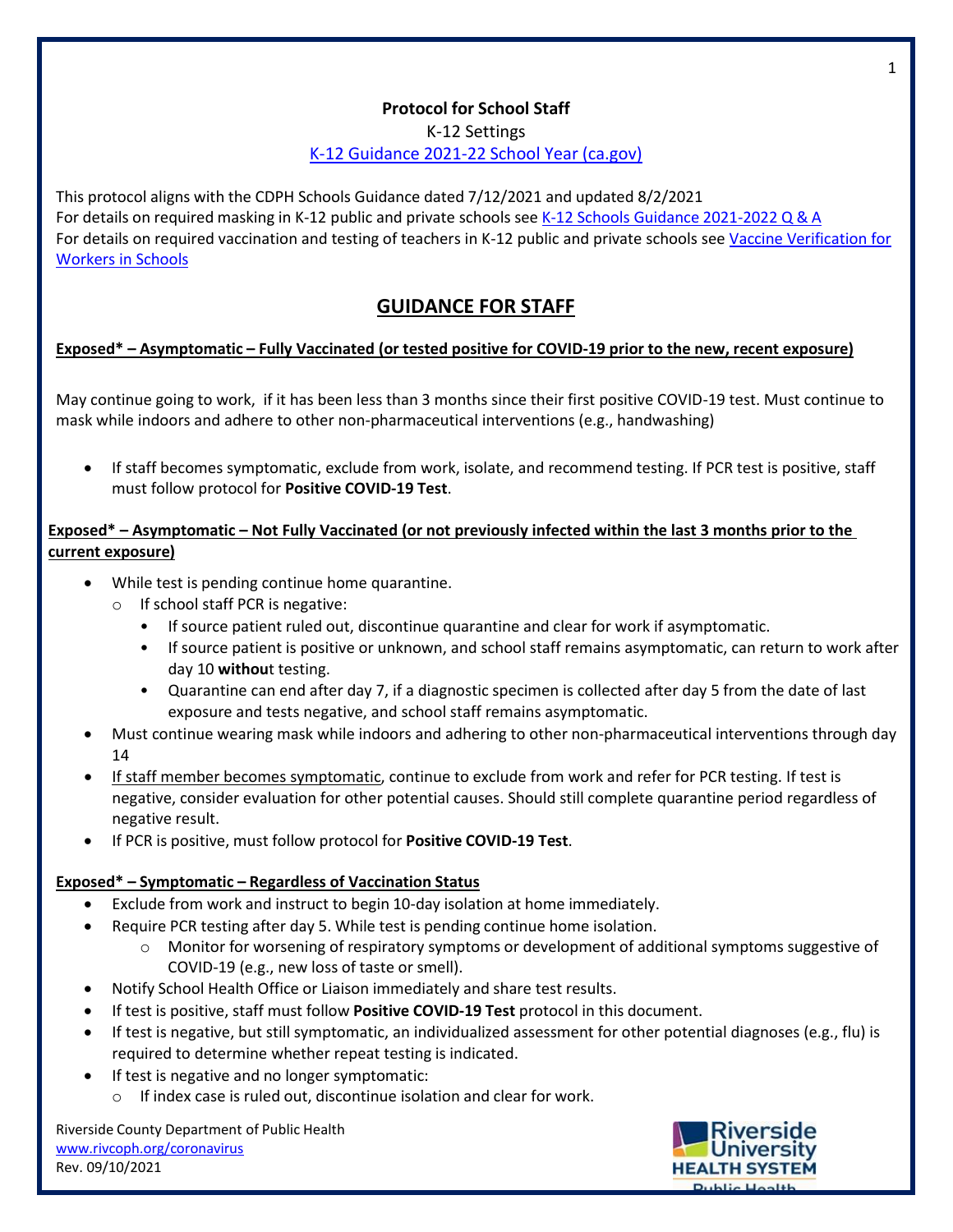**Protocol for School Staff**

K-12 Settings

[K-12 Guidance 2021-22 School Year (ca.gov)]

This protocol aligns with the CDPH Schools Guidance dated 7/12/2021 and updated 8/2/2021
For details on required masking in K-12 public and private schools see K-12 Schools Guidance 2021-2022 Q & A
For details on required vaccination and testing of teachers in K-12 public and private schools see Vaccine Verification for Workers in Schools

## GUIDANCE FOR STAFF

**Exposed* – Asymptomatic – Fully Vaccinated (or tested positive for COVID-19 prior to the new, recent exposure)**

May continue going to work, if it has been less than 3 months since their first positive COVID-19 test. Must continue to mask while indoors and adhere to other non-pharmaceutical interventions (e.g., handwashing)

- If staff becomes symptomatic, exclude from work, isolate, and recommend testing. If PCR test is positive, staff must follow protocol for **Positive COVID-19 Test**.

**Exposed* – Asymptomatic – Not Fully Vaccinated (or not previously infected within the last 3 months prior to the current exposure)**

- While test is pending continue home quarantine.
  - If school staff PCR is negative:
    - If source patient ruled out, discontinue quarantine and clear for work if asymptomatic.
    - If source patient is positive or unknown, and school staff remains asymptomatic, can return to work after day 10 **without** testing.
    - Quarantine can end after day 7, if a diagnostic specimen is collected after day 5 from the date of last exposure and tests negative, and school staff remains asymptomatic.
- Must continue wearing mask while indoors and adhering to other non-pharmaceutical interventions through day 14
- If staff member becomes symptomatic, continue to exclude from work and refer for PCR testing. If test is negative, consider evaluation for other potential causes. Should still complete quarantine period regardless of negative result.
- If PCR is positive, must follow protocol for **Positive COVID-19 Test**.

**Exposed* – Symptomatic – Regardless of Vaccination Status**

- Exclude from work and instruct to begin 10-day isolation at home immediately.
- Require PCR testing after day 5. While test is pending continue home isolation.
  - Monitor for worsening of respiratory symptoms or development of additional symptoms suggestive of COVID-19 (e.g., new loss of taste or smell).
- Notify School Health Office or Liaison immediately and share test results.
- If test is positive, staff must follow **Positive COVID-19 Test** protocol in this document.
- If test is negative, but still symptomatic, an individualized assessment for other potential diagnoses (e.g., flu) is required to determine whether repeat testing is indicated.
- If test is negative and no longer symptomatic:
  - If index case is ruled out, discontinue isolation and clear for work.

Riverside County Department of Public Health
www.rivcoph.org/coronavirus
Rev. 09/10/2021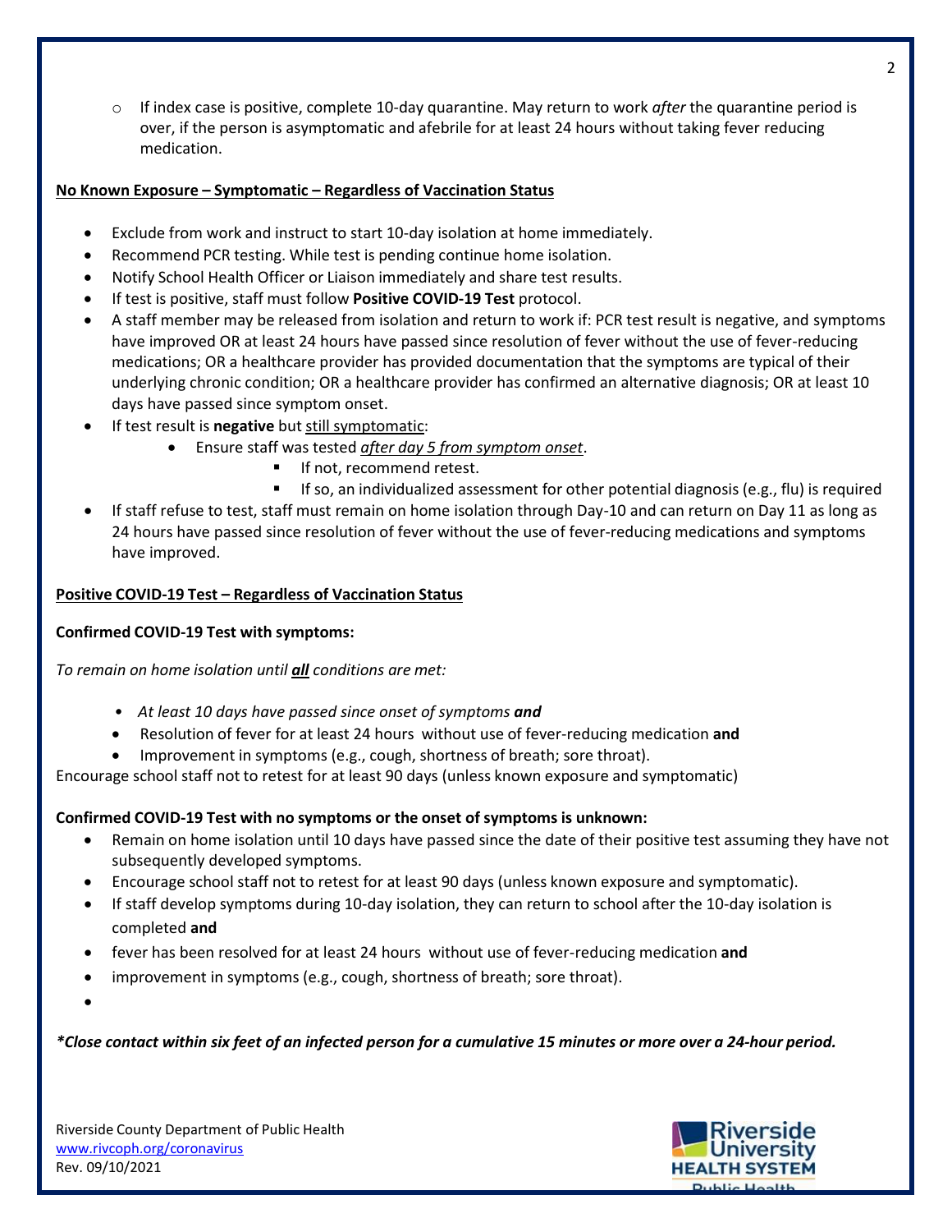- If index case is positive, complete 10-day quarantine. May return to work *after* the quarantine period is over, if the person is asymptomatic and afebrile for at least 24 hours without taking fever reducing medication.

**No Known Exposure – Symptomatic – Regardless of Vaccination Status**

- Exclude from work and instruct to start 10-day isolation at home immediately.
- Recommend PCR testing. While test is pending continue home isolation.
- Notify School Health Officer or Liaison immediately and share test results.
- If test is positive, staff must follow **Positive COVID-19 Test** protocol.
- A staff member may be released from isolation and return to work if: PCR test result is negative, and symptoms have improved OR at least 24 hours have passed since resolution of fever without the use of fever-reducing medications; OR a healthcare provider has provided documentation that the symptoms are typical of their underlying chronic condition; OR a healthcare provider has confirmed an alternative diagnosis; OR at least 10 days have passed since symptom onset.
- If test result is **negative** but still symptomatic:
  - Ensure staff was tested ***after day 5 from symptom onset***.
    - If not, recommend retest.
    - If so, an individualized assessment for other potential diagnosis (e.g., flu) is required
- If staff refuse to test, staff must remain on home isolation through Day-10 and can return on Day 11 as long as 24 hours have passed since resolution of fever without the use of fever-reducing medications and symptoms have improved.

**Positive COVID-19 Test – Regardless of Vaccination Status**

**Confirmed COVID-19 Test with symptoms:**

*To remain on home isolation until **all** conditions are met:*

- *At least 10 days have passed since onset of symptoms **and***
- Resolution of fever for at least 24 hours without use of fever-reducing medication **and**
- Improvement in symptoms (e.g., cough, shortness of breath; sore throat).

Encourage school staff not to retest for at least 90 days (unless known exposure and symptomatic)

**Confirmed COVID-19 Test with no symptoms or the onset of symptoms is unknown:**

- Remain on home isolation until 10 days have passed since the date of their positive test assuming they have not subsequently developed symptoms.
- Encourage school staff not to retest for at least 90 days (unless known exposure and symptomatic).
- If staff develop symptoms during 10-day isolation, they can return to school after the 10-day isolation is completed **and**
- fever has been resolved for at least 24 hours without use of fever-reducing medication **and**
- improvement in symptoms (e.g., cough, shortness of breath; sore throat).

***Close contact within six feet of an infected person for a cumulative 15 minutes or more over a 24-hour period.***

Riverside County Department of Public Health
www.rivcoph.org/coronavirus
Rev. 09/10/2021